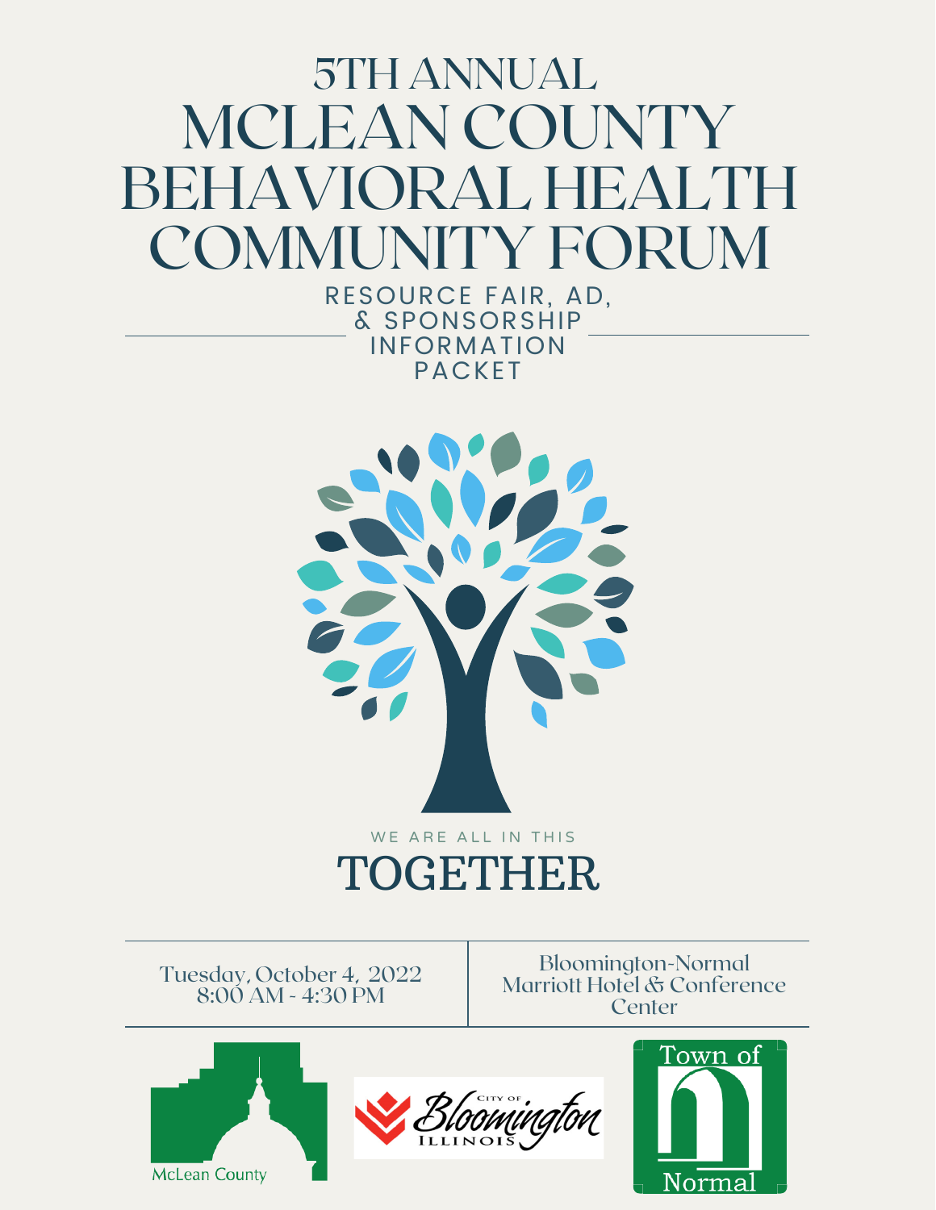# 5TH ANNUAL MCLEAN COUNTY BEHAVIORAL HEALTH COMMUNITY FORUM

## RESOURCE FAIR, AD, & SPONSORSHIP INFORMATION PACKET

WE ARE ALL IN THIS

**TOGETHER**

Tuesday, October 4, 2022
8:00 AM - 4:30 PM

Bloomington-Normal Marriott Hotel & Conference Center

McLean County

City of Bloomington Illinois

Town of Normal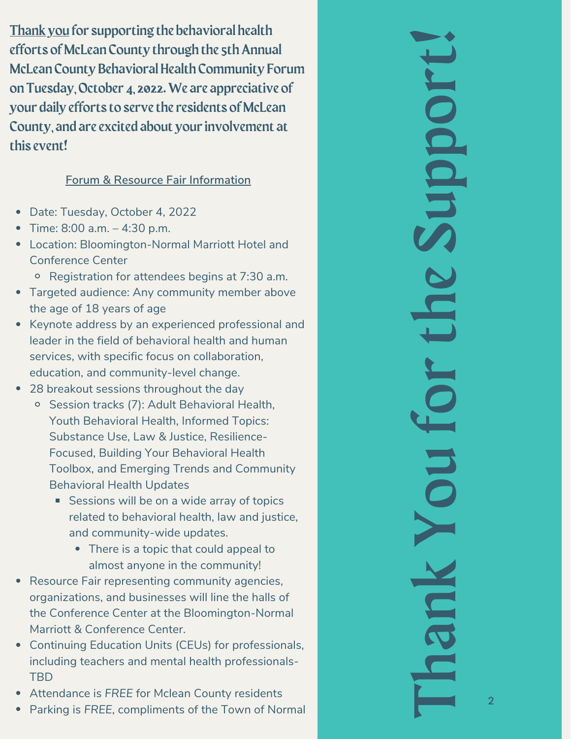# Thank You for the Support!

**Thank you for supporting the behavioral health efforts of McLean County through the 5th Annual McLean County Behavioral Health Community Forum on Tuesday, October 4, 2022. We are appreciative of your daily efforts to serve the residents of McLean County, and are excited about your involvement at this event!**

## Forum & Resource Fair Information

- Date: Tuesday, October 4, 2022
- Time: 8:00 a.m. – 4:30 p.m.
- Location: Bloomington-Normal Marriott Hotel and Conference Center
  - Registration for attendees begins at 7:30 a.m.
- Targeted audience: Any community member above the age of 18 years of age
- Keynote address by an experienced professional and leader in the field of behavioral health and human services, with specific focus on collaboration, education, and community-level change.
- 28 breakout sessions throughout the day
  - Session tracks (7): Adult Behavioral Health, Youth Behavioral Health, Informed Topics: Substance Use, Law & Justice, Resilience-Focused, Building Your Behavioral Health Toolbox, and Emerging Trends and Community Behavioral Health Updates
    - Sessions will be on a wide array of topics related to behavioral health, law and justice, and community-wide updates.
      - There is a topic that could appeal to almost anyone in the community!
- Resource Fair representing community agencies, organizations, and businesses will line the halls of the Conference Center at the Bloomington-Normal Marriott & Conference Center.
- Continuing Education Units (CEUs) for professionals, including teachers and mental health professionals-TBD
- Attendance is *FREE* for Mclean County residents
- Parking is *FREE*, compliments of the Town of Normal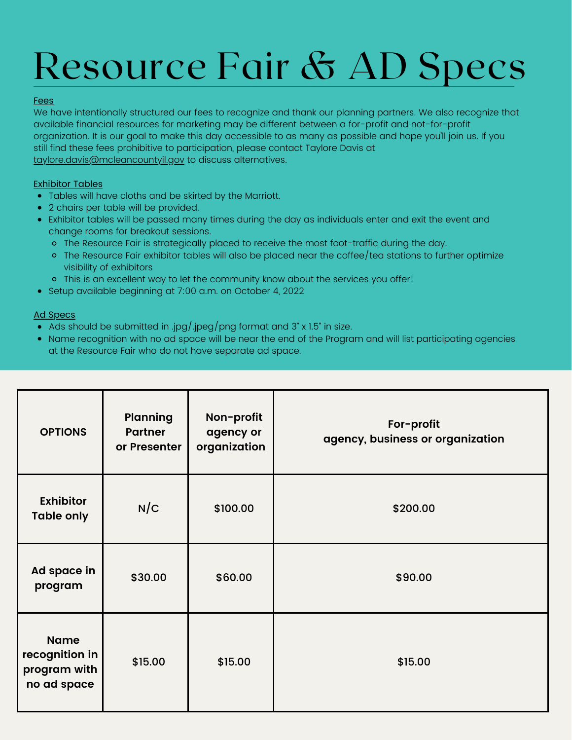# Resource Fair & AD Specs

Fees

We have intentionally structured our fees to recognize and thank our planning partners. We also recognize that available financial resources for marketing may be different between a for-profit and not-for-profit organization. It is our goal to make this day accessible to as many as possible and hope you'll join us. If you still find these fees prohibitive to participation, please contact Taylore Davis at taylore.davis@mcleancountyil.gov to discuss alternatives.

Exhibitor Tables

- Tables will have cloths and be skirted by the Marriott.
- 2 chairs per table will be provided.
- Exhibitor tables will be passed many times during the day as individuals enter and exit the event and change rooms for breakout sessions.
  - The Resource Fair is strategically placed to receive the most foot-traffic during the day.
  - The Resource Fair exhibitor tables will also be placed near the coffee/tea stations to further optimize visibility of exhibitors
  - This is an excellent way to let the community know about the services you offer!
- Setup available beginning at 7:00 a.m. on October 4, 2022

Ad Specs

- Ads should be submitted in .jpg/.jpeg/png format and 3" x 1.5" in size.
- Name recognition with no ad space will be near the end of the Program and will list participating agencies at the Resource Fair who do not have separate ad space.

| OPTIONS | Planning Partner or Presenter | Non-profit agency or organization | For-profit agency, business or organization |
|---|---|---|---|
| Exhibitor Table only | N/C | $100.00 | $200.00 |
| Ad space in program | $30.00 | $60.00 | $90.00 |
| Name recognition in program with no ad space | $15.00 | $15.00 | $15.00 |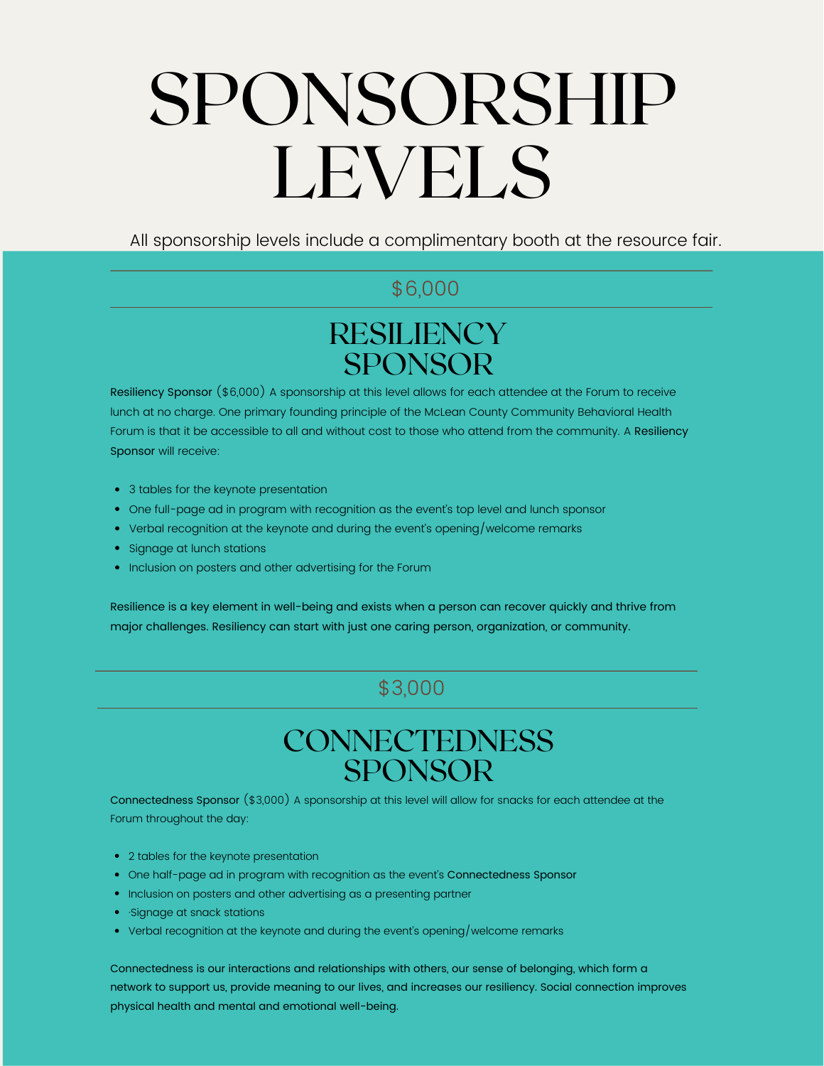# SPONSORSHIP LEVELS

All sponsorship levels include a complimentary booth at the resource fair.

$6,000

## RESILIENCY SPONSOR

**Resiliency Sponsor** ($6,000) A sponsorship at this level allows for each attendee at the Forum to receive lunch at no charge. One primary founding principle of the McLean County Community Behavioral Health Forum is that it be accessible to all and without cost to those who attend from the community. A **Resiliency Sponsor** will receive:

- 3 tables for the keynote presentation
- One full-page ad in program with recognition as the event's top level and lunch sponsor
- Verbal recognition at the keynote and during the event's opening/welcome remarks
- Signage at lunch stations
- Inclusion on posters and other advertising for the Forum

Resilience is a key element in well-being and exists when a person can recover quickly and thrive from major challenges. Resiliency can start with just one caring person, organization, or community.

$3,000

## CONNECTEDNESS SPONSOR

**Connectedness Sponsor** ($3,000) A sponsorship at this level will allow for snacks for each attendee at the Forum throughout the day:

- 2 tables for the keynote presentation
- One half-page ad in program with recognition as the event's **Connectedness Sponsor**
- Inclusion on posters and other advertising as a presenting partner
- ·Signage at snack stations
- Verbal recognition at the keynote and during the event's opening/welcome remarks

Connectedness is our interactions and relationships with others, our sense of belonging, which form a network to support us, provide meaning to our lives, and increases our resiliency. Social connection improves physical health and mental and emotional well-being.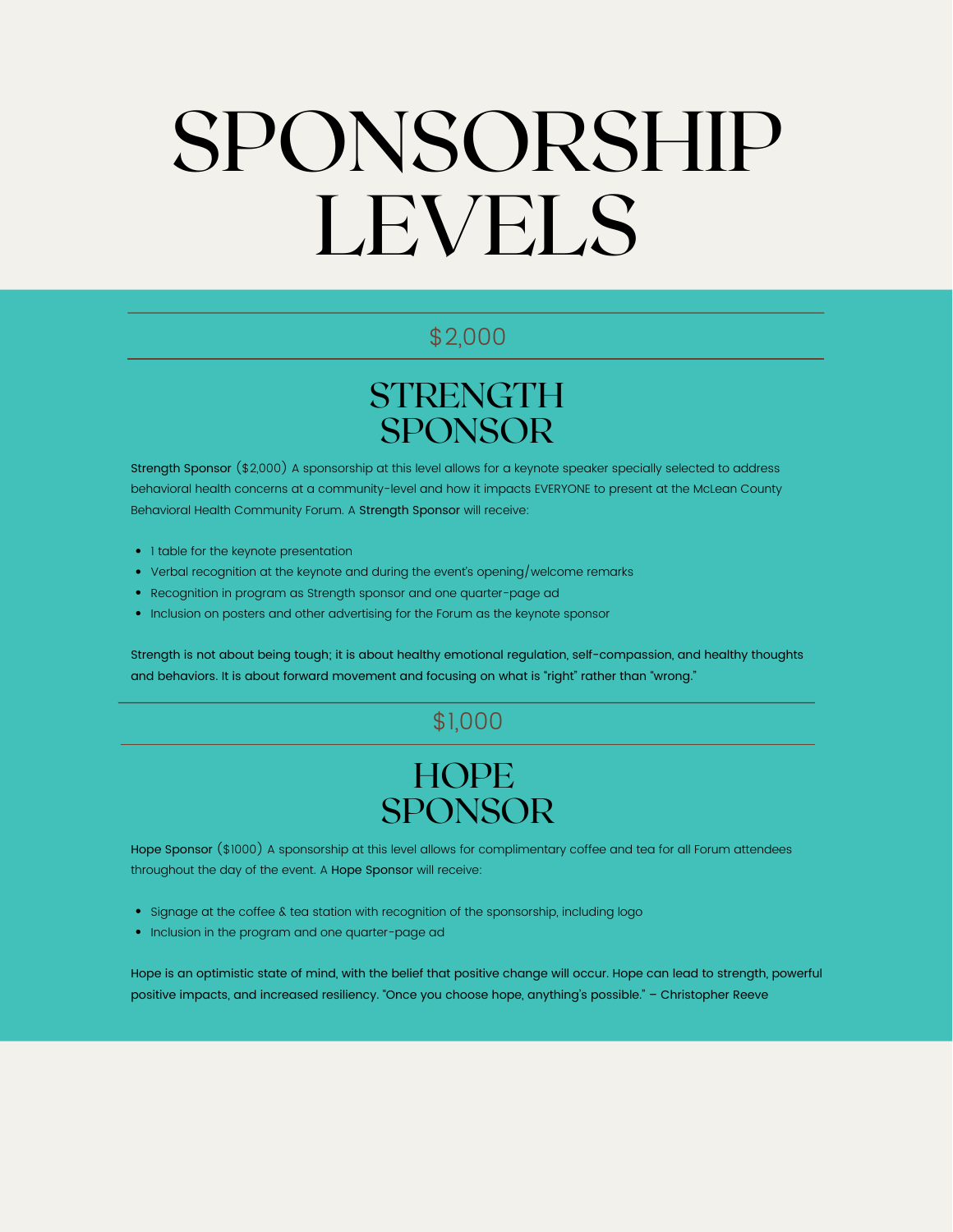# SPONSORSHIP LEVELS

$2,000

## STRENGTH SPONSOR

**Strength Sponsor** ($2,000) A sponsorship at this level allows for a keynote speaker specially selected to address behavioral health concerns at a community-level and how it impacts EVERYONE to present at the McLean County Behavioral Health Community Forum. A **Strength Sponsor** will receive:

- 1 table for the keynote presentation
- Verbal recognition at the keynote and during the event's opening/welcome remarks
- Recognition in program as Strength sponsor and one quarter-page ad
- Inclusion on posters and other advertising for the Forum as the keynote sponsor

Strength is not about being tough; it is about healthy emotional regulation, self-compassion, and healthy thoughts and behaviors. It is about forward movement and focusing on what is "right" rather than "wrong."

$1,000

## HOPE SPONSOR

**Hope Sponsor** ($1000) A sponsorship at this level allows for complimentary coffee and tea for all Forum attendees throughout the day of the event. A **Hope Sponsor** will receive:

- Signage at the coffee & tea station with recognition of the sponsorship, including logo
- Inclusion in the program and one quarter-page ad

Hope is an optimistic state of mind, with the belief that positive change will occur. Hope can lead to strength, powerful positive impacts, and increased resiliency. "Once you choose hope, anything's possible." – Christopher Reeve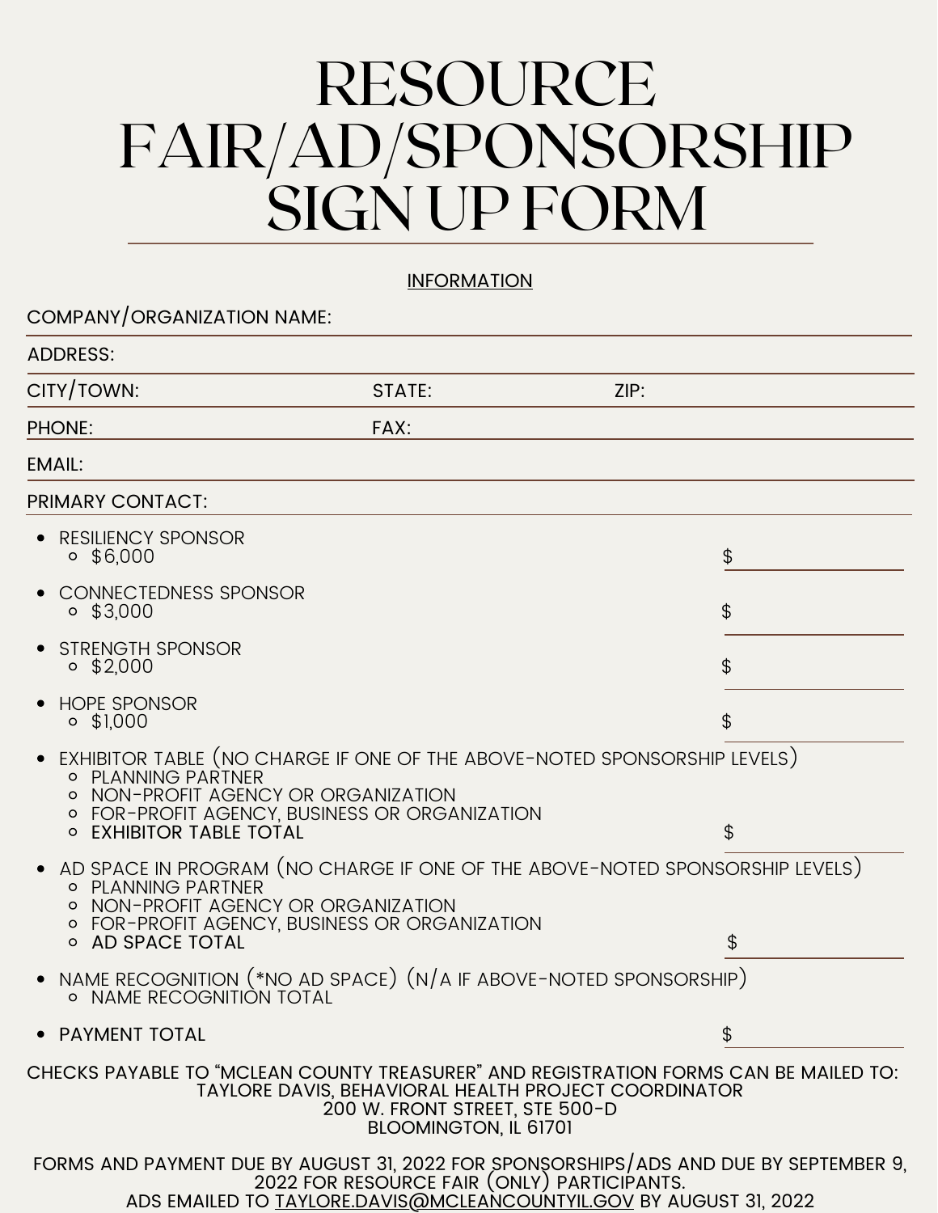# RESOURCE FAIR/AD/SPONSORSHIP SIGN UP FORM

INFORMATION

COMPANY/ORGANIZATION NAME:

ADDRESS:

CITY/TOWN: STATE: ZIP:

PHONE: FAX:

EMAIL:

PRIMARY CONTACT:

- RESILIENCY SPONSOR
  - $6,000 $
- CONNECTEDNESS SPONSOR
  - $3,000 $
- STRENGTH SPONSOR
  - $2,000 $
- HOPE SPONSOR
  - $1,000 $
- EXHIBITOR TABLE (NO CHARGE IF ONE OF THE ABOVE-NOTED SPONSORSHIP LEVELS)
  - PLANNING PARTNER
  - NON-PROFIT AGENCY OR ORGANIZATION
  - FOR-PROFIT AGENCY, BUSINESS OR ORGANIZATION
  - EXHIBITOR TABLE TOTAL $
- AD SPACE IN PROGRAM (NO CHARGE IF ONE OF THE ABOVE-NOTED SPONSORSHIP LEVELS)
  - PLANNING PARTNER
  - NON-PROFIT AGENCY OR ORGANIZATION
  - FOR-PROFIT AGENCY, BUSINESS OR ORGANIZATION
  - AD SPACE TOTAL $
- NAME RECOGNITION (*NO AD SPACE) (N/A IF ABOVE-NOTED SPONSORSHIP)
  - NAME RECOGNITION TOTAL
- PAYMENT TOTAL $

CHECKS PAYABLE TO "MCLEAN COUNTY TREASURER" AND REGISTRATION FORMS CAN BE MAILED TO:
TAYLORE DAVIS, BEHAVIORAL HEALTH PROJECT COORDINATOR
200 W. FRONT STREET, STE 500-D
BLOOMINGTON, IL 61701

FORMS AND PAYMENT DUE BY AUGUST 31, 2022 FOR SPONSORSHIPS/ADS AND DUE BY SEPTEMBER 9, 2022 FOR RESOURCE FAIR (ONLY) PARTICIPANTS.
ADS EMAILED TO TAYLORE.DAVIS@MCLEANCOUNTYIL.GOV BY AUGUST 31, 2022